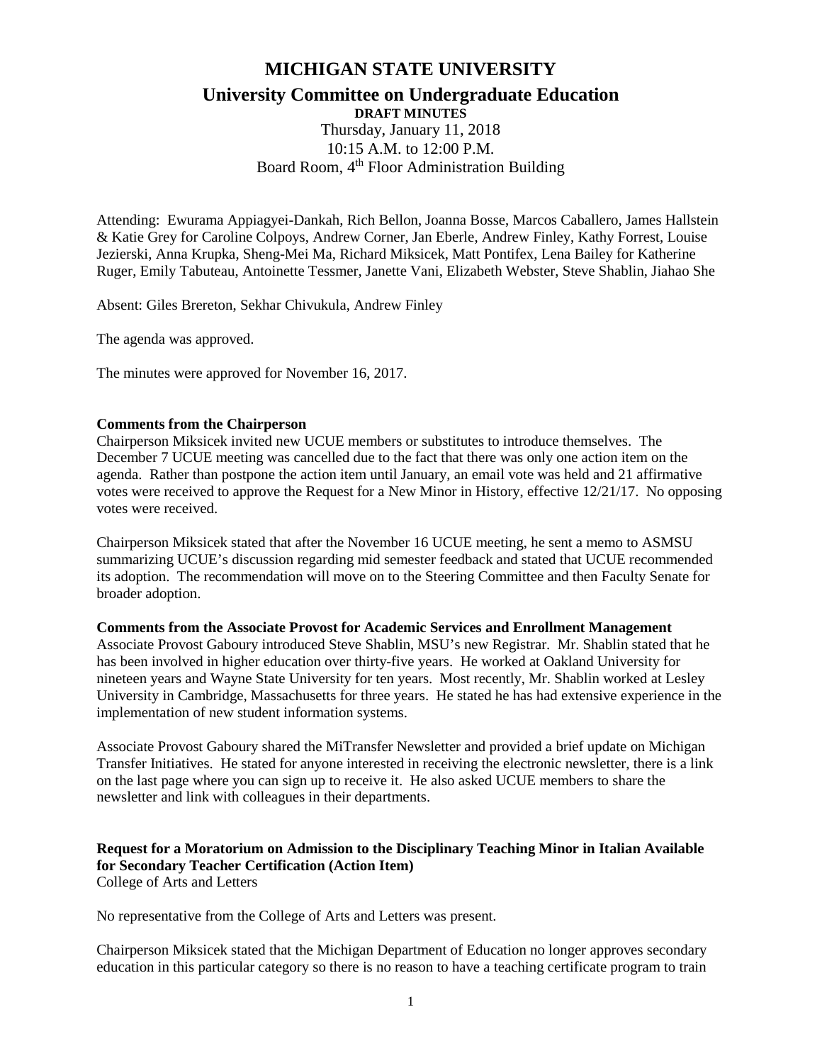# MICHIGAN STATE UNIVERSITY

## University Committee on Undergraduate Education

**DRAFT MINUTES**

Thursday, January 11, 2018
10:15 A.M. to 12:00 P.M.
Board Room, 4th Floor Administration Building

Attending: Ewurama Appiagyei-Dankah, Rich Bellon, Joanna Bosse, Marcos Caballero, James Hallstein & Katie Grey for Caroline Colpoys, Andrew Corner, Jan Eberle, Andrew Finley, Kathy Forrest, Louise Jezierski, Anna Krupka, Sheng-Mei Ma, Richard Miksicek, Matt Pontifex, Lena Bailey for Katherine Ruger, Emily Tabuteau, Antoinette Tessmer, Janette Vani, Elizabeth Webster, Steve Shablin, Jiahao She

Absent: Giles Brereton, Sekhar Chivukula, Andrew Finley

The agenda was approved.

The minutes were approved for November 16, 2017.

**Comments from the Chairperson**

Chairperson Miksicek invited new UCUE members or substitutes to introduce themselves. The December 7 UCUE meeting was cancelled due to the fact that there was only one action item on the agenda. Rather than postpone the action item until January, an email vote was held and 21 affirmative votes were received to approve the Request for a New Minor in History, effective 12/21/17. No opposing votes were received.

Chairperson Miksicek stated that after the November 16 UCUE meeting, he sent a memo to ASMSU summarizing UCUE's discussion regarding mid semester feedback and stated that UCUE recommended its adoption. The recommendation will move on to the Steering Committee and then Faculty Senate for broader adoption.

**Comments from the Associate Provost for Academic Services and Enrollment Management**

Associate Provost Gaboury introduced Steve Shablin, MSU's new Registrar. Mr. Shablin stated that he has been involved in higher education over thirty-five years. He worked at Oakland University for nineteen years and Wayne State University for ten years. Most recently, Mr. Shablin worked at Lesley University in Cambridge, Massachusetts for three years. He stated he has had extensive experience in the implementation of new student information systems.

Associate Provost Gaboury shared the MiTransfer Newsletter and provided a brief update on Michigan Transfer Initiatives. He stated for anyone interested in receiving the electronic newsletter, there is a link on the last page where you can sign up to receive it. He also asked UCUE members to share the newsletter and link with colleagues in their departments.

**Request for a Moratorium on Admission to the Disciplinary Teaching Minor in Italian Available for Secondary Teacher Certification (Action Item)**

College of Arts and Letters

No representative from the College of Arts and Letters was present.

Chairperson Miksicek stated that the Michigan Department of Education no longer approves secondary education in this particular category so there is no reason to have a teaching certificate program to train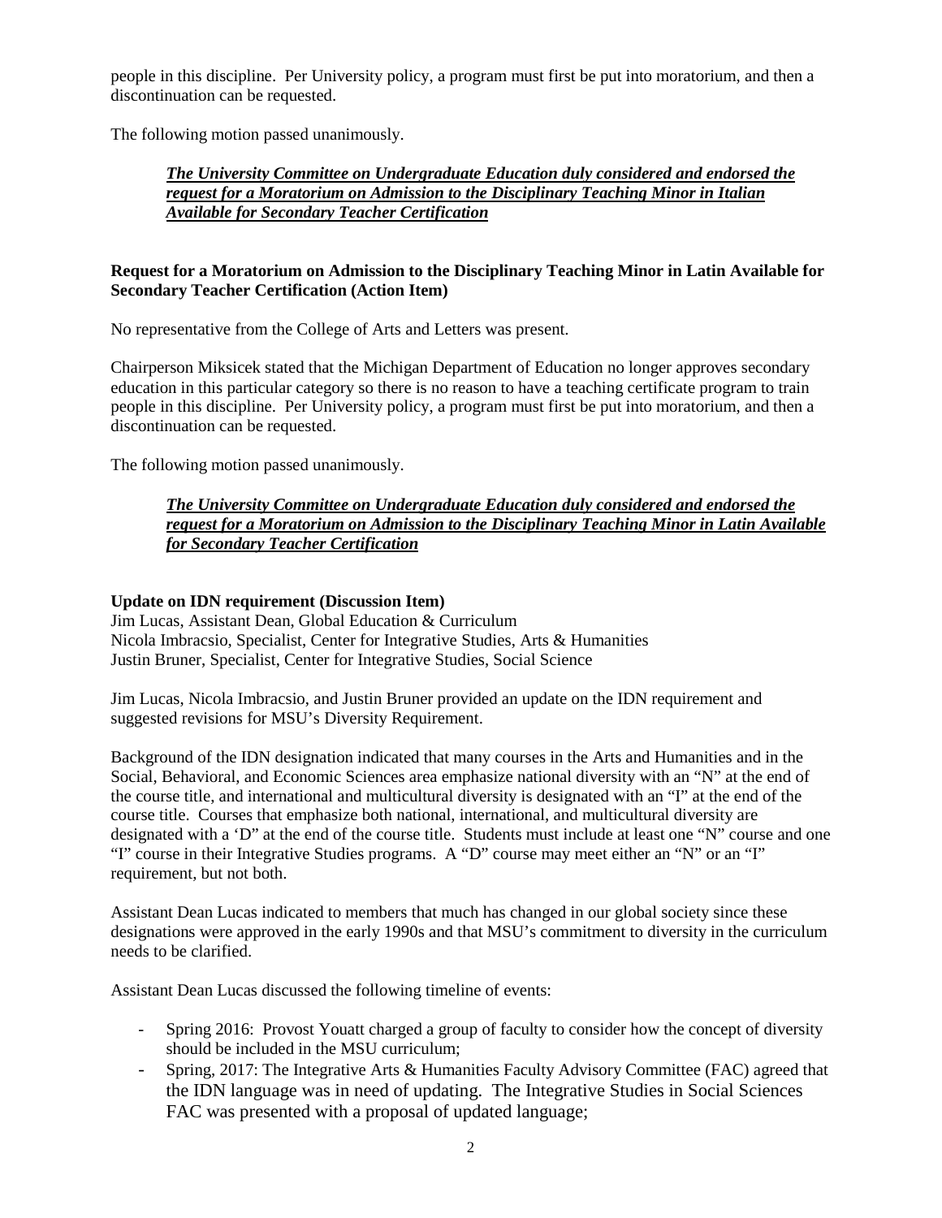people in this discipline. Per University policy, a program must first be put into moratorium, and then a discontinuation can be requested.

The following motion passed unanimously.

> ***The University Committee on Undergraduate Education duly considered and endorsed the request for a Moratorium on Admission to the Disciplinary Teaching Minor in Italian Available for Secondary Teacher Certification***

**Request for a Moratorium on Admission to the Disciplinary Teaching Minor in Latin Available for Secondary Teacher Certification (Action Item)**

No representative from the College of Arts and Letters was present.

Chairperson Miksicek stated that the Michigan Department of Education no longer approves secondary education in this particular category so there is no reason to have a teaching certificate program to train people in this discipline. Per University policy, a program must first be put into moratorium, and then a discontinuation can be requested.

The following motion passed unanimously.

> ***The University Committee on Undergraduate Education duly considered and endorsed the request for a Moratorium on Admission to the Disciplinary Teaching Minor in Latin Available for Secondary Teacher Certification***

**Update on IDN requirement (Discussion Item)**
Jim Lucas, Assistant Dean, Global Education & Curriculum
Nicola Imbracsio, Specialist, Center for Integrative Studies, Arts & Humanities
Justin Bruner, Specialist, Center for Integrative Studies, Social Science

Jim Lucas, Nicola Imbracsio, and Justin Bruner provided an update on the IDN requirement and suggested revisions for MSU's Diversity Requirement.

Background of the IDN designation indicated that many courses in the Arts and Humanities and in the Social, Behavioral, and Economic Sciences area emphasize national diversity with an "N" at the end of the course title, and international and multicultural diversity is designated with an "I" at the end of the course title. Courses that emphasize both national, international, and multicultural diversity are designated with a 'D" at the end of the course title. Students must include at least one "N" course and one "I" course in their Integrative Studies programs. A "D" course may meet either an "N" or an "I" requirement, but not both.

Assistant Dean Lucas indicated to members that much has changed in our global society since these designations were approved in the early 1990s and that MSU's commitment to diversity in the curriculum needs to be clarified.

Assistant Dean Lucas discussed the following timeline of events:

- Spring 2016: Provost Youatt charged a group of faculty to consider how the concept of diversity should be included in the MSU curriculum;
- Spring, 2017: The Integrative Arts & Humanities Faculty Advisory Committee (FAC) agreed that the IDN language was in need of updating. The Integrative Studies in Social Sciences FAC was presented with a proposal of updated language;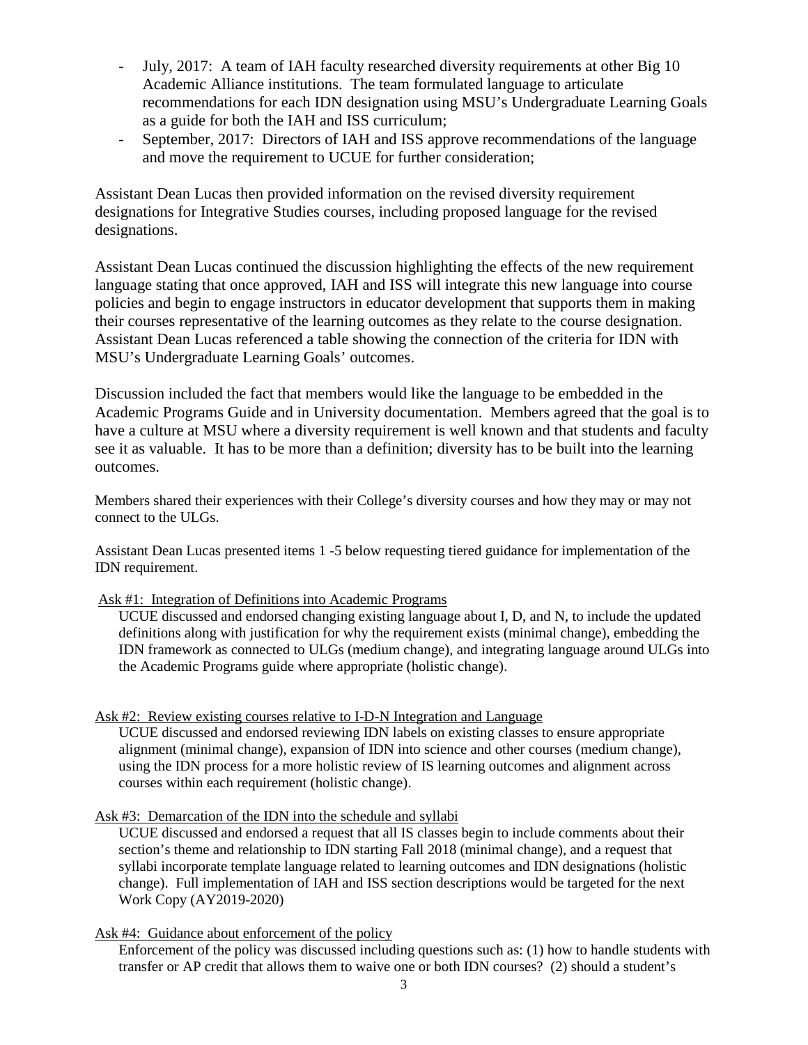- July, 2017: A team of IAH faculty researched diversity requirements at other Big 10 Academic Alliance institutions. The team formulated language to articulate recommendations for each IDN designation using MSU's Undergraduate Learning Goals as a guide for both the IAH and ISS curriculum;
- September, 2017: Directors of IAH and ISS approve recommendations of the language and move the requirement to UCUE for further consideration;

Assistant Dean Lucas then provided information on the revised diversity requirement designations for Integrative Studies courses, including proposed language for the revised designations.

Assistant Dean Lucas continued the discussion highlighting the effects of the new requirement language stating that once approved, IAH and ISS will integrate this new language into course policies and begin to engage instructors in educator development that supports them in making their courses representative of the learning outcomes as they relate to the course designation. Assistant Dean Lucas referenced a table showing the connection of the criteria for IDN with MSU's Undergraduate Learning Goals' outcomes.

Discussion included the fact that members would like the language to be embedded in the Academic Programs Guide and in University documentation. Members agreed that the goal is to have a culture at MSU where a diversity requirement is well known and that students and faculty see it as valuable. It has to be more than a definition; diversity has to be built into the learning outcomes.

Members shared their experiences with their College's diversity courses and how they may or may not connect to the ULGs.

Assistant Dean Lucas presented items 1 -5 below requesting tiered guidance for implementation of the IDN requirement.

Ask #1: Integration of Definitions into Academic Programs

UCUE discussed and endorsed changing existing language about I, D, and N, to include the updated definitions along with justification for why the requirement exists (minimal change), embedding the IDN framework as connected to ULGs (medium change), and integrating language around ULGs into the Academic Programs guide where appropriate (holistic change).

Ask #2: Review existing courses relative to I-D-N Integration and Language

UCUE discussed and endorsed reviewing IDN labels on existing classes to ensure appropriate alignment (minimal change), expansion of IDN into science and other courses (medium change), using the IDN process for a more holistic review of IS learning outcomes and alignment across courses within each requirement (holistic change).

Ask #3: Demarcation of the IDN into the schedule and syllabi

UCUE discussed and endorsed a request that all IS classes begin to include comments about their section's theme and relationship to IDN starting Fall 2018 (minimal change), and a request that syllabi incorporate template language related to learning outcomes and IDN designations (holistic change). Full implementation of IAH and ISS section descriptions would be targeted for the next Work Copy (AY2019-2020)

Ask #4: Guidance about enforcement of the policy

Enforcement of the policy was discussed including questions such as: (1) how to handle students with transfer or AP credit that allows them to waive one or both IDN courses? (2) should a student's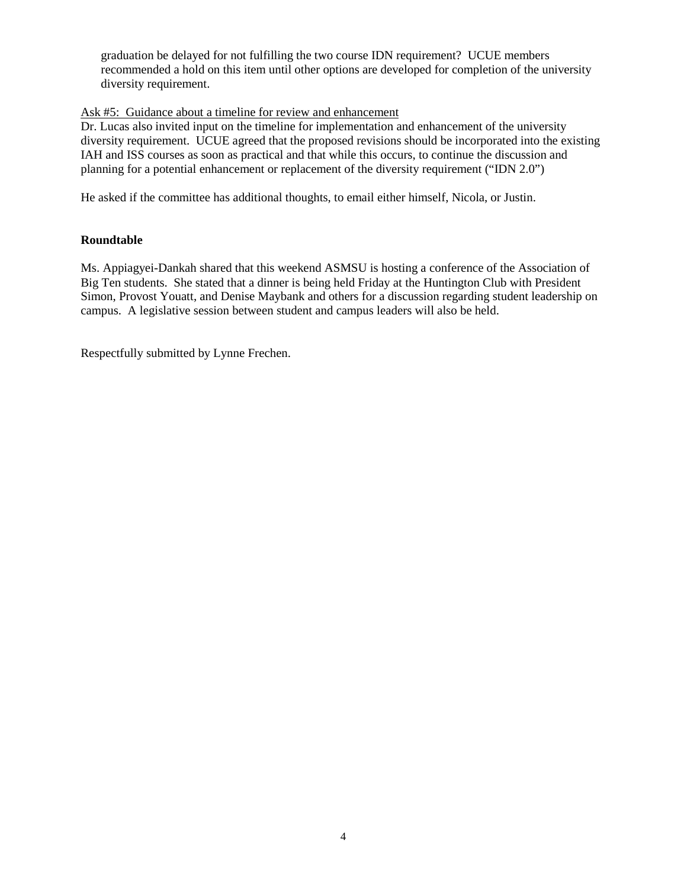graduation be delayed for not fulfilling the two course IDN requirement? UCUE members recommended a hold on this item until other options are developed for completion of the university diversity requirement.

Ask #5: Guidance about a timeline for review and enhancement

Dr. Lucas also invited input on the timeline for implementation and enhancement of the university diversity requirement. UCUE agreed that the proposed revisions should be incorporated into the existing IAH and ISS courses as soon as practical and that while this occurs, to continue the discussion and planning for a potential enhancement or replacement of the diversity requirement ("IDN 2.0")

He asked if the committee has additional thoughts, to email either himself, Nicola, or Justin.

**Roundtable**

Ms. Appiagyei-Dankah shared that this weekend ASMSU is hosting a conference of the Association of Big Ten students. She stated that a dinner is being held Friday at the Huntington Club with President Simon, Provost Youatt, and Denise Maybank and others for a discussion regarding student leadership on campus. A legislative session between student and campus leaders will also be held.

Respectfully submitted by Lynne Frechen.